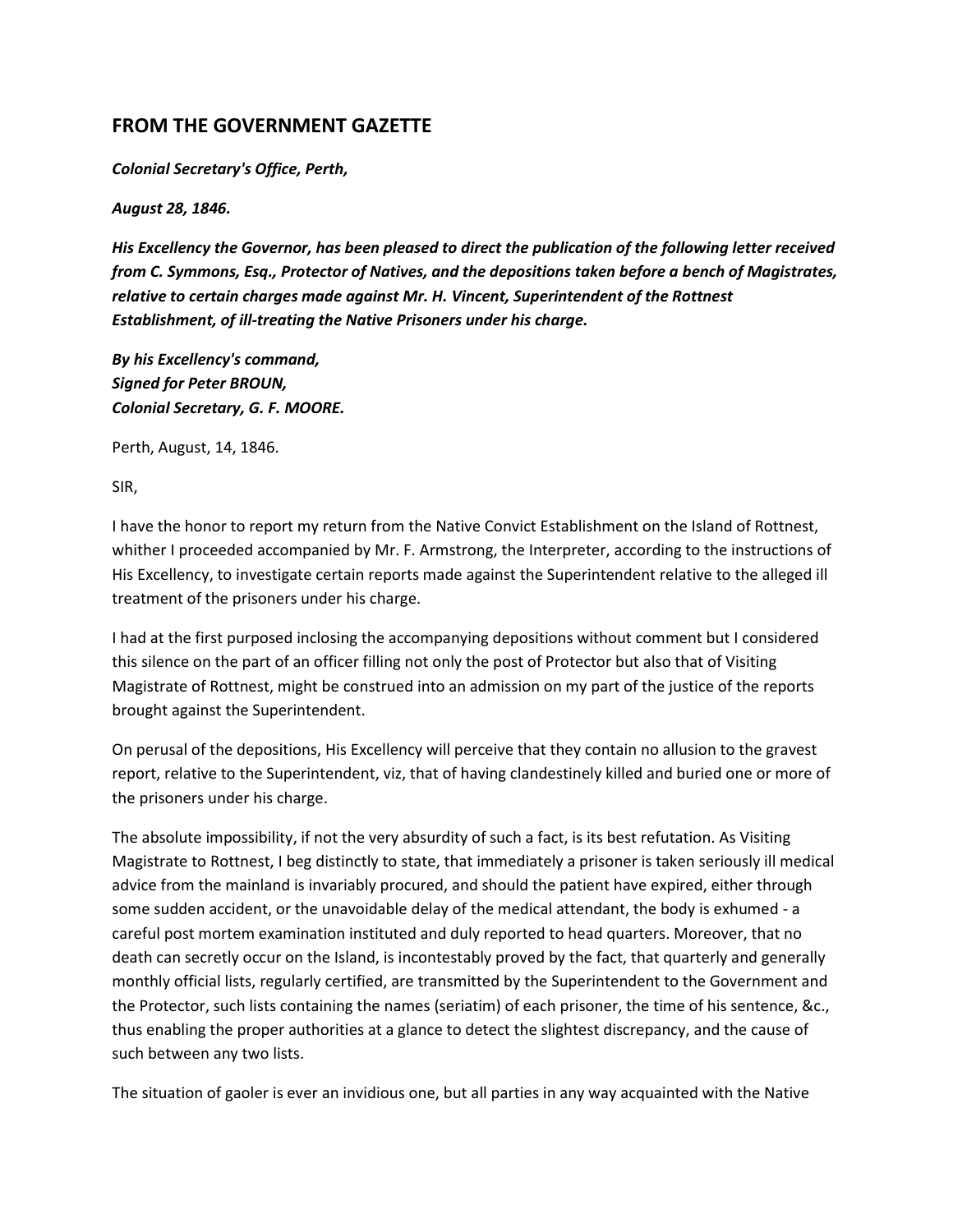## FROM THE GOVERNMENT GAZETTE

***Colonial Secretary's Office, Perth,***

***August 28, 1846.***

***His Excellency the Governor, has been pleased to direct the publication of the following letter received from C. Symmons, Esq., Protector of Natives, and the depositions taken before a bench of Magistrates, relative to certain charges made against Mr. H. Vincent, Superintendent of the Rottnest Establishment, of ill-treating the Native Prisoners under his charge.***

***By his Excellency's command,***
***Signed for Peter BROUN,***
***Colonial Secretary, G. F. MOORE.***

Perth, August, 14, 1846.

SIR,

I have the honor to report my return from the Native Convict Establishment on the Island of Rottnest, whither I proceeded accompanied by Mr. F. Armstrong, the Interpreter, according to the instructions of His Excellency, to investigate certain reports made against the Superintendent relative to the alleged ill treatment of the prisoners under his charge.

I had at the first purposed inclosing the accompanying depositions without comment but I considered this silence on the part of an officer filling not only the post of Protector but also that of Visiting Magistrate of Rottnest, might be construed into an admission on my part of the justice of the reports brought against the Superintendent.

On perusal of the depositions, His Excellency will perceive that they contain no allusion to the gravest report, relative to the Superintendent, viz, that of having clandestinely killed and buried one or more of the prisoners under his charge.

The absolute impossibility, if not the very absurdity of such a fact, is its best refutation. As Visiting Magistrate to Rottnest, I beg distinctly to state, that immediately a prisoner is taken seriously ill medical advice from the mainland is invariably procured, and should the patient have expired, either through some sudden accident, or the unavoidable delay of the medical attendant, the body is exhumed - a careful post mortem examination instituted and duly reported to head quarters. Moreover, that no death can secretly occur on the Island, is incontestably proved by the fact, that quarterly and generally monthly official lists, regularly certified, are transmitted by the Superintendent to the Government and the Protector, such lists containing the names (seriatim) of each prisoner, the time of his sentence, &c., thus enabling the proper authorities at a glance to detect the slightest discrepancy, and the cause of such between any two lists.

The situation of gaoler is ever an invidious one, but all parties in any way acquainted with the Native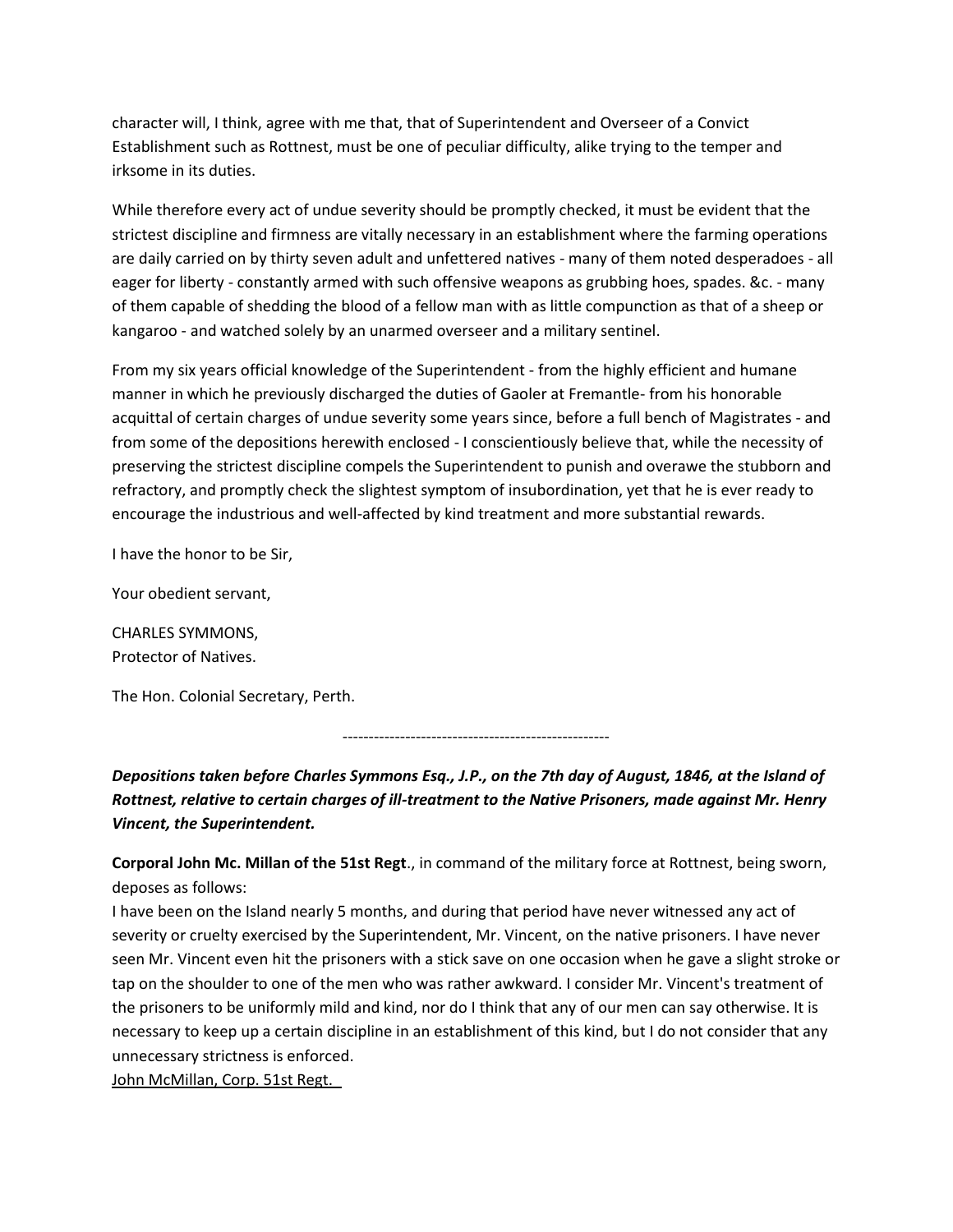character will, I think, agree with me that, that of Superintendent and Overseer of a Convict Establishment such as Rottnest, must be one of peculiar difficulty, alike trying to the temper and irksome in its duties.

While therefore every act of undue severity should be promptly checked, it must be evident that the strictest discipline and firmness are vitally necessary in an establishment where the farming operations are daily carried on by thirty seven adult and unfettered natives - many of them noted desperadoes - all eager for liberty - constantly armed with such offensive weapons as grubbing hoes, spades. &c. - many of them capable of shedding the blood of a fellow man with as little compunction as that of a sheep or kangaroo - and watched solely by an unarmed overseer and a military sentinel.

From my six years official knowledge of the Superintendent - from the highly efficient and humane manner in which he previously discharged the duties of Gaoler at Fremantle- from his honorable acquittal of certain charges of undue severity some years since, before a full bench of Magistrates - and from some of the depositions herewith enclosed - I conscientiously believe that, while the necessity of preserving the strictest discipline compels the Superintendent to punish and overawe the stubborn and refractory, and promptly check the slightest symptom of insubordination, yet that he is ever ready to encourage the industrious and well-affected by kind treatment and more substantial rewards.

I have the honor to be Sir,

Your obedient servant,

CHARLES SYMMONS,
Protector of Natives.

The Hon. Colonial Secretary, Perth.

---

***Depositions taken before Charles Symmons Esq., J.P., on the 7th day of August, 1846, at the Island of Rottnest, relative to certain charges of ill-treatment to the Native Prisoners, made against Mr. Henry Vincent, the Superintendent.***

**Corporal John Mc. Millan of the 51st Regt**., in command of the military force at Rottnest, being sworn, deposes as follows:
I have been on the Island nearly 5 months, and during that period have never witnessed any act of severity or cruelty exercised by the Superintendent, Mr. Vincent, on the native prisoners. I have never seen Mr. Vincent even hit the prisoners with a stick save on one occasion when he gave a slight stroke or tap on the shoulder to one of the men who was rather awkward. I consider Mr. Vincent's treatment of the prisoners to be uniformly mild and kind, nor do I think that any of our men can say otherwise. It is necessary to keep up a certain discipline in an establishment of this kind, but I do not consider that any unnecessary strictness is enforced.
John McMillan, Corp. 51st Regt.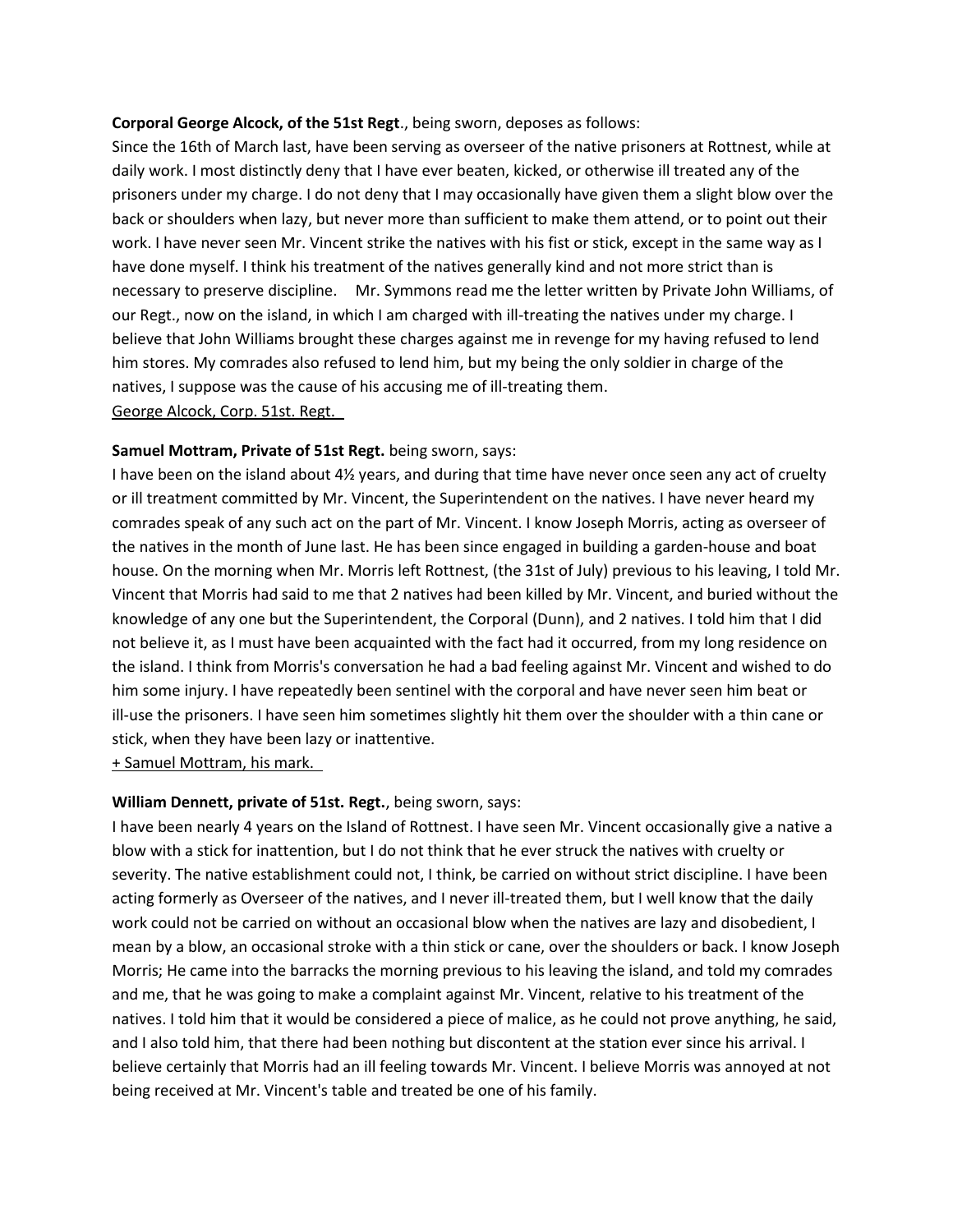**Corporal George Alcock, of the 51st Regt**., being sworn, deposes as follows:
Since the 16th of March last, have been serving as overseer of the native prisoners at Rottnest, while at daily work. I most distinctly deny that I have ever beaten, kicked, or otherwise ill treated any of the prisoners under my charge. I do not deny that I may occasionally have given them a slight blow over the back or shoulders when lazy, but never more than sufficient to make them attend, or to point out their work. I have never seen Mr. Vincent strike the natives with his fist or stick, except in the same way as I have done myself. I think his treatment of the natives generally kind and not more strict than is necessary to preserve discipline. Mr. Symmons read me the letter written by Private John Williams, of our Regt., now on the island, in which I am charged with ill-treating the natives under my charge. I believe that John Williams brought these charges against me in revenge for my having refused to lend him stores. My comrades also refused to lend him, but my being the only soldier in charge of the natives, I suppose was the cause of his accusing me of ill-treating them.
George Alcock, Corp. 51st. Regt.

**Samuel Mottram, Private of 51st Regt.** being sworn, says:
I have been on the island about 4½ years, and during that time have never once seen any act of cruelty or ill treatment committed by Mr. Vincent, the Superintendent on the natives. I have never heard my comrades speak of any such act on the part of Mr. Vincent. I know Joseph Morris, acting as overseer of the natives in the month of June last. He has been since engaged in building a garden-house and boat house. On the morning when Mr. Morris left Rottnest, (the 31st of July) previous to his leaving, I told Mr. Vincent that Morris had said to me that 2 natives had been killed by Mr. Vincent, and buried without the knowledge of any one but the Superintendent, the Corporal (Dunn), and 2 natives. I told him that I did not believe it, as I must have been acquainted with the fact had it occurred, from my long residence on the island. I think from Morris's conversation he had a bad feeling against Mr. Vincent and wished to do him some injury. I have repeatedly been sentinel with the corporal and have never seen him beat or ill-use the prisoners. I have seen him sometimes slightly hit them over the shoulder with a thin cane or stick, when they have been lazy or inattentive.
+ Samuel Mottram, his mark.

**William Dennett, private of 51st. Regt.**, being sworn, says:
I have been nearly 4 years on the Island of Rottnest. I have seen Mr. Vincent occasionally give a native a blow with a stick for inattention, but I do not think that he ever struck the natives with cruelty or severity. The native establishment could not, I think, be carried on without strict discipline. I have been acting formerly as Overseer of the natives, and I never ill-treated them, but I well know that the daily work could not be carried on without an occasional blow when the natives are lazy and disobedient, I mean by a blow, an occasional stroke with a thin stick or cane, over the shoulders or back. I know Joseph Morris; He came into the barracks the morning previous to his leaving the island, and told my comrades and me, that he was going to make a complaint against Mr. Vincent, relative to his treatment of the natives. I told him that it would be considered a piece of malice, as he could not prove anything, he said, and I also told him, that there had been nothing but discontent at the station ever since his arrival. I believe certainly that Morris had an ill feeling towards Mr. Vincent. I believe Morris was annoyed at not being received at Mr. Vincent's table and treated be one of his family.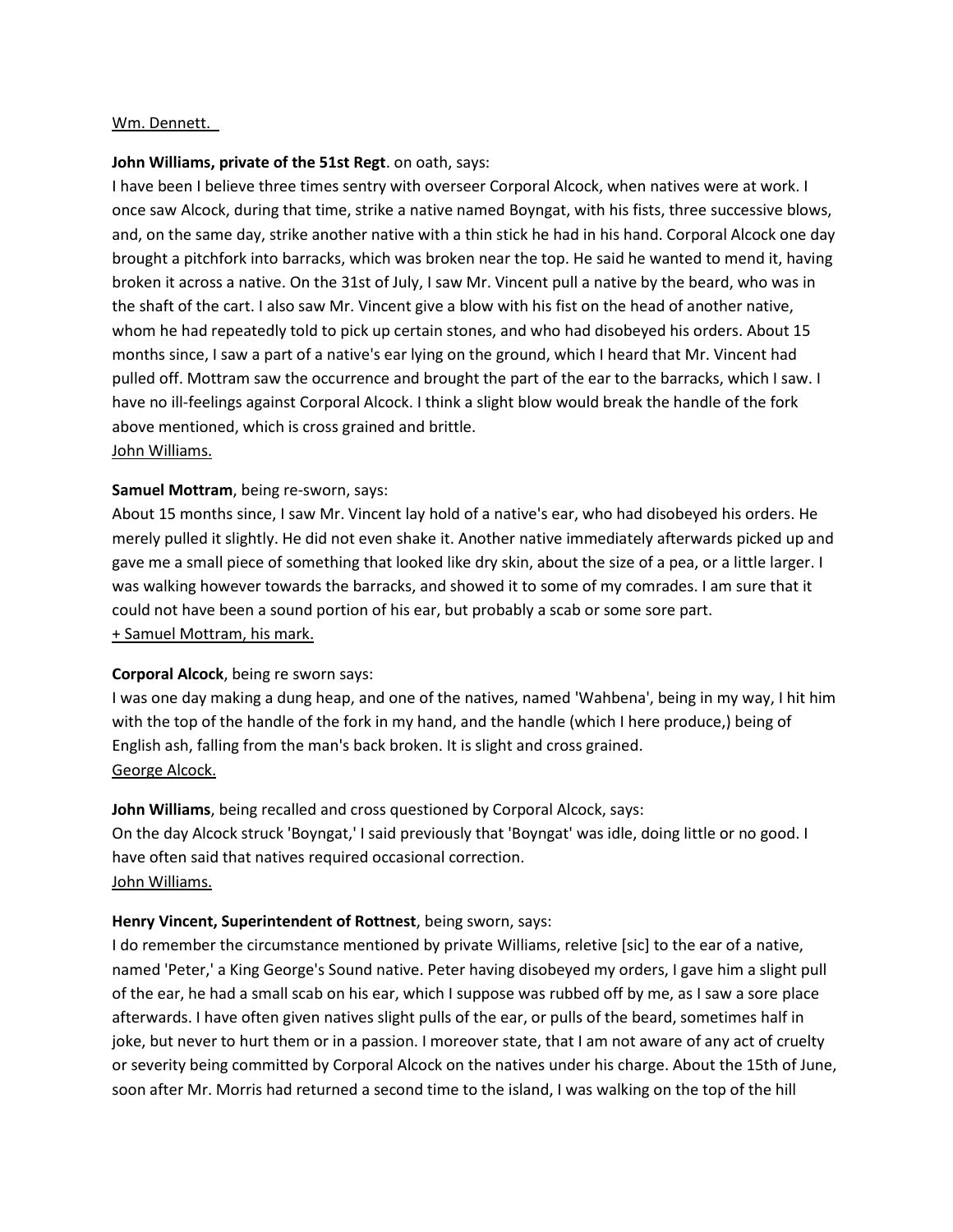Wm. Dennett.

**John Williams, private of the 51st Regt**. on oath, says:
I have been I believe three times sentry with overseer Corporal Alcock, when natives were at work. I once saw Alcock, during that time, strike a native named Boyngat, with his fists, three successive blows, and, on the same day, strike another native with a thin stick he had in his hand. Corporal Alcock one day brought a pitchfork into barracks, which was broken near the top. He said he wanted to mend it, having broken it across a native. On the 31st of July, I saw Mr. Vincent pull a native by the beard, who was in the shaft of the cart. I also saw Mr. Vincent give a blow with his fist on the head of another native, whom he had repeatedly told to pick up certain stones, and who had disobeyed his orders. About 15 months since, I saw a part of a native's ear lying on the ground, which I heard that Mr. Vincent had pulled off. Mottram saw the occurrence and brought the part of the ear to the barracks, which I saw. I have no ill-feelings against Corporal Alcock. I think a slight blow would break the handle of the fork above mentioned, which is cross grained and brittle.
John Williams.

**Samuel Mottram**, being re-sworn, says:
About 15 months since, I saw Mr. Vincent lay hold of a native's ear, who had disobeyed his orders. He merely pulled it slightly. He did not even shake it. Another native immediately afterwards picked up and gave me a small piece of something that looked like dry skin, about the size of a pea, or a little larger. I was walking however towards the barracks, and showed it to some of my comrades. I am sure that it could not have been a sound portion of his ear, but probably a scab or some sore part.
+ Samuel Mottram, his mark.

**Corporal Alcock**, being re sworn says:
I was one day making a dung heap, and one of the natives, named 'Wahbena', being in my way, I hit him with the top of the handle of the fork in my hand, and the handle (which I here produce,) being of English ash, falling from the man's back broken. It is slight and cross grained.
George Alcock.

**John Williams**, being recalled and cross questioned by Corporal Alcock, says:
On the day Alcock struck 'Boyngat,' I said previously that 'Boyngat' was idle, doing little or no good. I have often said that natives required occasional correction.
John Williams.

**Henry Vincent, Superintendent of Rottnest**, being sworn, says:
I do remember the circumstance mentioned by private Williams, reletive [sic] to the ear of a native, named 'Peter,' a King George's Sound native. Peter having disobeyed my orders, I gave him a slight pull of the ear, he had a small scab on his ear, which I suppose was rubbed off by me, as I saw a sore place afterwards. I have often given natives slight pulls of the ear, or pulls of the beard, sometimes half in joke, but never to hurt them or in a passion. I moreover state, that I am not aware of any act of cruelty or severity being committed by Corporal Alcock on the natives under his charge. About the 15th of June, soon after Mr. Morris had returned a second time to the island, I was walking on the top of the hill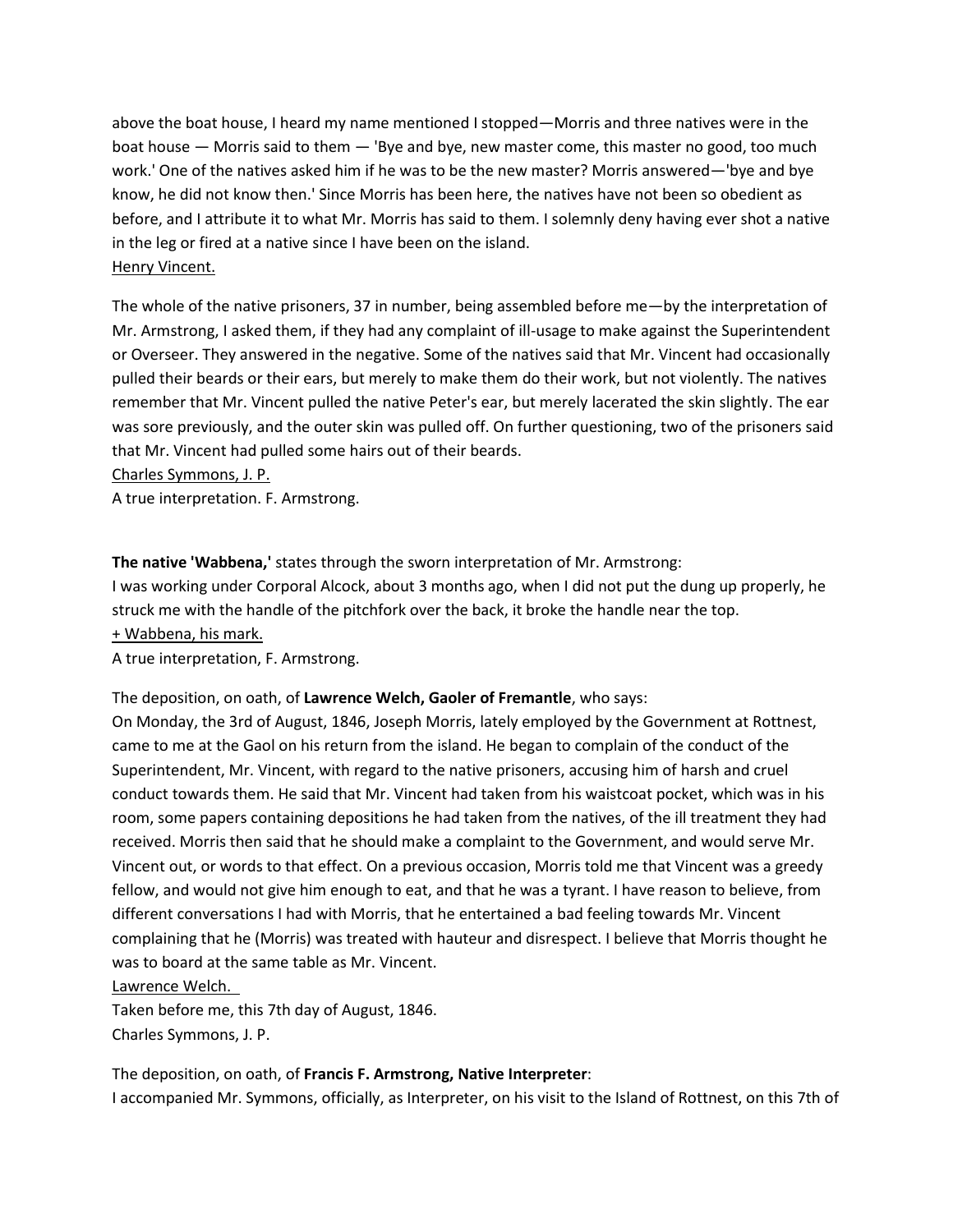above the boat house, I heard my name mentioned I stopped—Morris and three natives were in the boat house — Morris said to them — 'Bye and bye, new master come, this master no good, too much work.' One of the natives asked him if he was to be the new master? Morris answered—'bye and bye know, he did not know then.' Since Morris has been here, the natives have not been so obedient as before, and I attribute it to what Mr. Morris has said to them. I solemnly deny having ever shot a native in the leg or fired at a native since I have been on the island.
<u>Henry Vincent.</u>

The whole of the native prisoners, 37 in number, being assembled before me—by the interpretation of Mr. Armstrong, I asked them, if they had any complaint of ill-usage to make against the Superintendent or Overseer. They answered in the negative. Some of the natives said that Mr. Vincent had occasionally pulled their beards or their ears, but merely to make them do their work, but not violently. The natives remember that Mr. Vincent pulled the native Peter's ear, but merely lacerated the skin slightly. The ear was sore previously, and the outer skin was pulled off. On further questioning, two of the prisoners said that Mr. Vincent had pulled some hairs out of their beards.
<u>Charles Symmons, J. P.</u>
A true interpretation. F. Armstrong.

**The native 'Wabbena,'** states through the sworn interpretation of Mr. Armstrong:
I was working under Corporal Alcock, about 3 months ago, when I did not put the dung up properly, he struck me with the handle of the pitchfork over the back, it broke the handle near the top.
<u>+ Wabbena, his mark.</u>
A true interpretation, F. Armstrong.

The deposition, on oath, of **Lawrence Welch, Gaoler of Fremantle**, who says:
On Monday, the 3rd of August, 1846, Joseph Morris, lately employed by the Government at Rottnest, came to me at the Gaol on his return from the island. He began to complain of the conduct of the Superintendent, Mr. Vincent, with regard to the native prisoners, accusing him of harsh and cruel conduct towards them. He said that Mr. Vincent had taken from his waistcoat pocket, which was in his room, some papers containing depositions he had taken from the natives, of the ill treatment they had received. Morris then said that he should make a complaint to the Government, and would serve Mr. Vincent out, or words to that effect. On a previous occasion, Morris told me that Vincent was a greedy fellow, and would not give him enough to eat, and that he was a tyrant. I have reason to believe, from different conversations I had with Morris, that he entertained a bad feeling towards Mr. Vincent complaining that he (Morris) was treated with hauteur and disrespect. I believe that Morris thought he was to board at the same table as Mr. Vincent.
<u>Lawrence Welch.</u>
Taken before me, this 7th day of August, 1846.
Charles Symmons, J. P.

The deposition, on oath, of **Francis F. Armstrong, Native Interpreter**:
I accompanied Mr. Symmons, officially, as Interpreter, on his visit to the Island of Rottnest, on this 7th of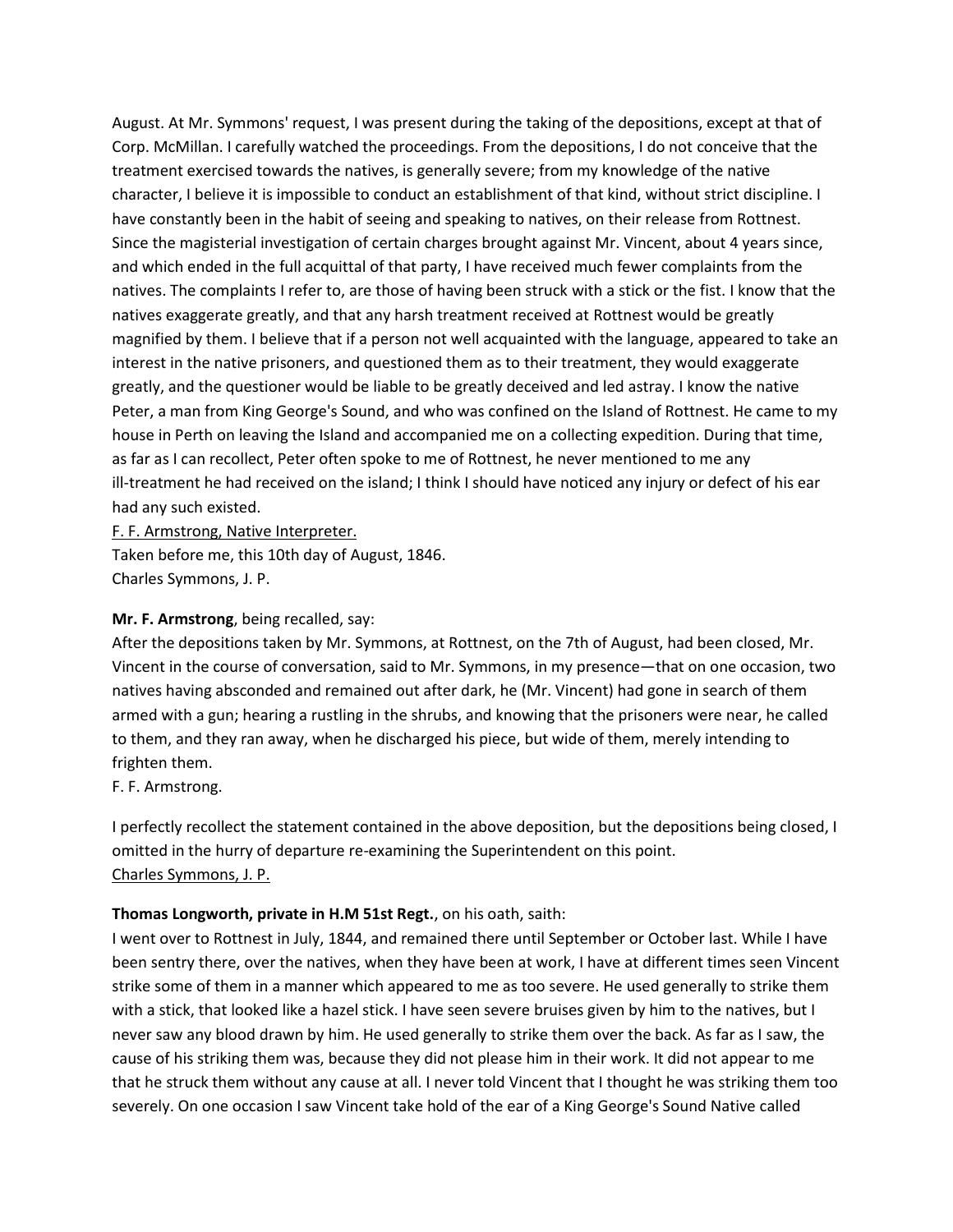August. At Mr. Symmons' request, I was present during the taking of the depositions, except at that of Corp. McMillan. I carefully watched the proceedings. From the depositions, I do not conceive that the treatment exercised towards the natives, is generally severe; from my knowledge of the native character, I believe it is impossible to conduct an establishment of that kind, without strict discipline. I have constantly been in the habit of seeing and speaking to natives, on their release from Rottnest. Since the magisterial investigation of certain charges brought against Mr. Vincent, about 4 years since, and which ended in the full acquittal of that party, I have received much fewer complaints from the natives. The complaints I refer to, are those of having been struck with a stick or the fist. I know that the natives exaggerate greatly, and that any harsh treatment received at Rottnest would be greatly magnified by them. I believe that if a person not well acquainted with the language, appeared to take an interest in the native prisoners, and questioned them as to their treatment, they would exaggerate greatly, and the questioner would be liable to be greatly deceived and led astray. I know the native Peter, a man from King George's Sound, and who was confined on the Island of Rottnest. He came to my house in Perth on leaving the Island and accompanied me on a collecting expedition. During that time, as far as I can recollect, Peter often spoke to me of Rottnest, he never mentioned to me any ill-treatment he had received on the island; I think I should have noticed any injury or defect of his ear had any such existed.

F. F. Armstrong, Native Interpreter.
Taken before me, this 10th day of August, 1846.
Charles Symmons, J. P.

**Mr. F. Armstrong**, being recalled, say:
After the depositions taken by Mr. Symmons, at Rottnest, on the 7th of August, had been closed, Mr. Vincent in the course of conversation, said to Mr. Symmons, in my presence—that on one occasion, two natives having absconded and remained out after dark, he (Mr. Vincent) had gone in search of them armed with a gun; hearing a rustling in the shrubs, and knowing that the prisoners were near, he called to them, and they ran away, when he discharged his piece, but wide of them, merely intending to frighten them.
F. F. Armstrong.

I perfectly recollect the statement contained in the above deposition, but the depositions being closed, I omitted in the hurry of departure re-examining the Superintendent on this point.
Charles Symmons, J. P.

**Thomas Longworth, private in H.M 51st Regt.**, on his oath, saith:
I went over to Rottnest in July, 1844, and remained there until September or October last. While I have been sentry there, over the natives, when they have been at work, I have at different times seen Vincent strike some of them in a manner which appeared to me as too severe. He used generally to strike them with a stick, that looked like a hazel stick. I have seen severe bruises given by him to the natives, but I never saw any blood drawn by him. He used generally to strike them over the back. As far as I saw, the cause of his striking them was, because they did not please him in their work. It did not appear to me that he struck them without any cause at all. I never told Vincent that I thought he was striking them too severely. On one occasion I saw Vincent take hold of the ear of a King George's Sound Native called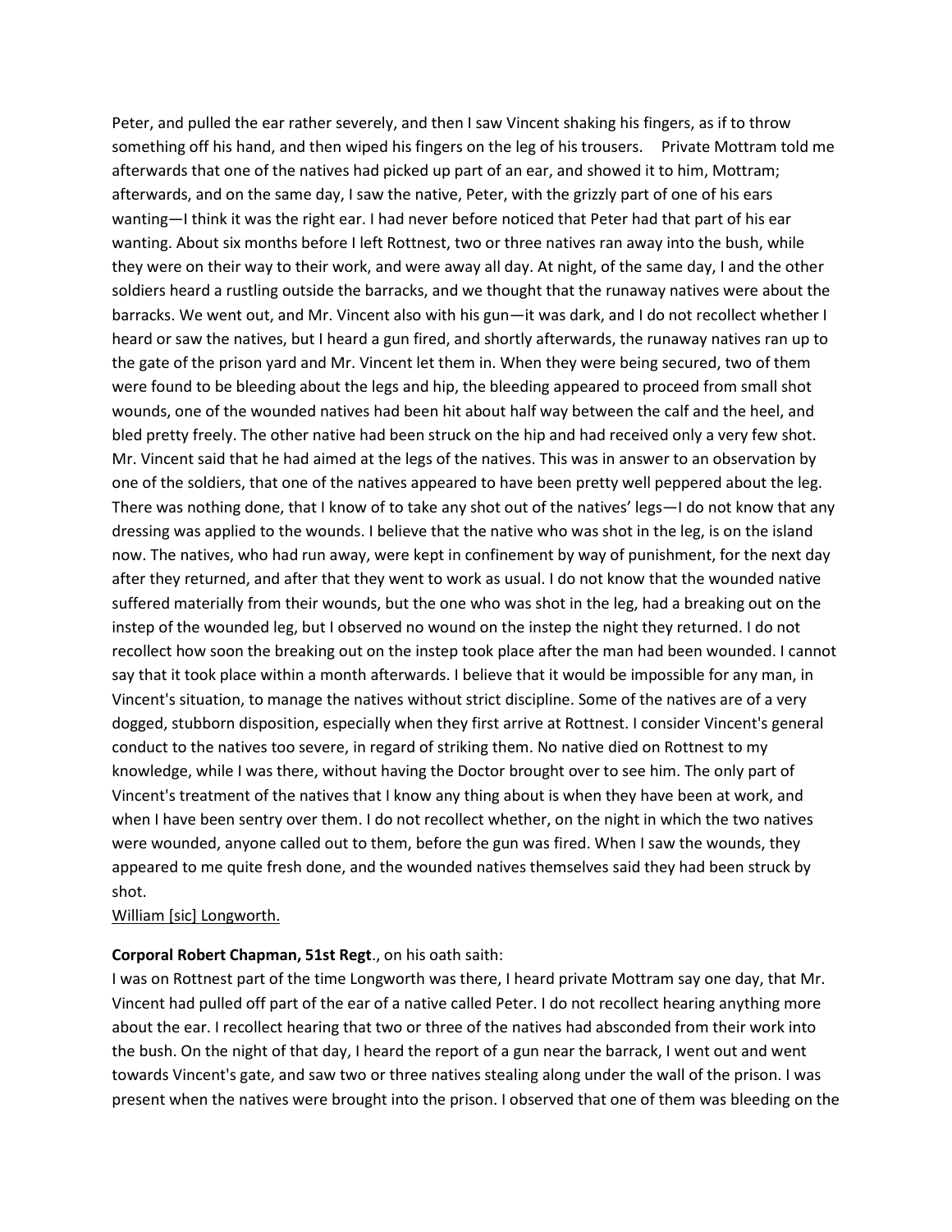Peter, and pulled the ear rather severely, and then I saw Vincent shaking his fingers, as if to throw something off his hand, and then wiped his fingers on the leg of his trousers.   Private Mottram told me afterwards that one of the natives had picked up part of an ear, and showed it to him, Mottram; afterwards, and on the same day, I saw the native, Peter, with the grizzly part of one of his ears wanting—I think it was the right ear. I had never before noticed that Peter had that part of his ear wanting. About six months before I left Rottnest, two or three natives ran away into the bush, while they were on their way to their work, and were away all day. At night, of the same day, I and the other soldiers heard a rustling outside the barracks, and we thought that the runaway natives were about the barracks. We went out, and Mr. Vincent also with his gun—it was dark, and I do not recollect whether I heard or saw the natives, but I heard a gun fired, and shortly afterwards, the runaway natives ran up to the gate of the prison yard and Mr. Vincent let them in. When they were being secured, two of them were found to be bleeding about the legs and hip, the bleeding appeared to proceed from small shot wounds, one of the wounded natives had been hit about half way between the calf and the heel, and bled pretty freely. The other native had been struck on the hip and had received only a very few shot. Mr. Vincent said that he had aimed at the legs of the natives. This was in answer to an observation by one of the soldiers, that one of the natives appeared to have been pretty well peppered about the leg. There was nothing done, that I know of to take any shot out of the natives' legs—I do not know that any dressing was applied to the wounds. I believe that the native who was shot in the leg, is on the island now. The natives, who had run away, were kept in confinement by way of punishment, for the next day after they returned, and after that they went to work as usual. I do not know that the wounded native suffered materially from their wounds, but the one who was shot in the leg, had a breaking out on the instep of the wounded leg, but I observed no wound on the instep the night they returned. I do not recollect how soon the breaking out on the instep took place after the man had been wounded. I cannot say that it took place within a month afterwards. I believe that it would be impossible for any man, in Vincent's situation, to manage the natives without strict discipline. Some of the natives are of a very dogged, stubborn disposition, especially when they first arrive at Rottnest. I consider Vincent's general conduct to the natives too severe, in regard of striking them. No native died on Rottnest to my knowledge, while I was there, without having the Doctor brought over to see him. The only part of Vincent's treatment of the natives that I know any thing about is when they have been at work, and when I have been sentry over them. I do not recollect whether, on the night in which the two natives were wounded, anyone called out to them, before the gun was fired. When I saw the wounds, they appeared to me quite fresh done, and the wounded natives themselves said they had been struck by shot.

William [sic] Longworth.

**Corporal Robert Chapman, 51st Regt**., on his oath saith:

I was on Rottnest part of the time Longworth was there, I heard private Mottram say one day, that Mr. Vincent had pulled off part of the ear of a native called Peter. I do not recollect hearing anything more about the ear. I recollect hearing that two or three of the natives had absconded from their work into the bush. On the night of that day, I heard the report of a gun near the barrack, I went out and went towards Vincent's gate, and saw two or three natives stealing along under the wall of the prison. I was present when the natives were brought into the prison. I observed that one of them was bleeding on the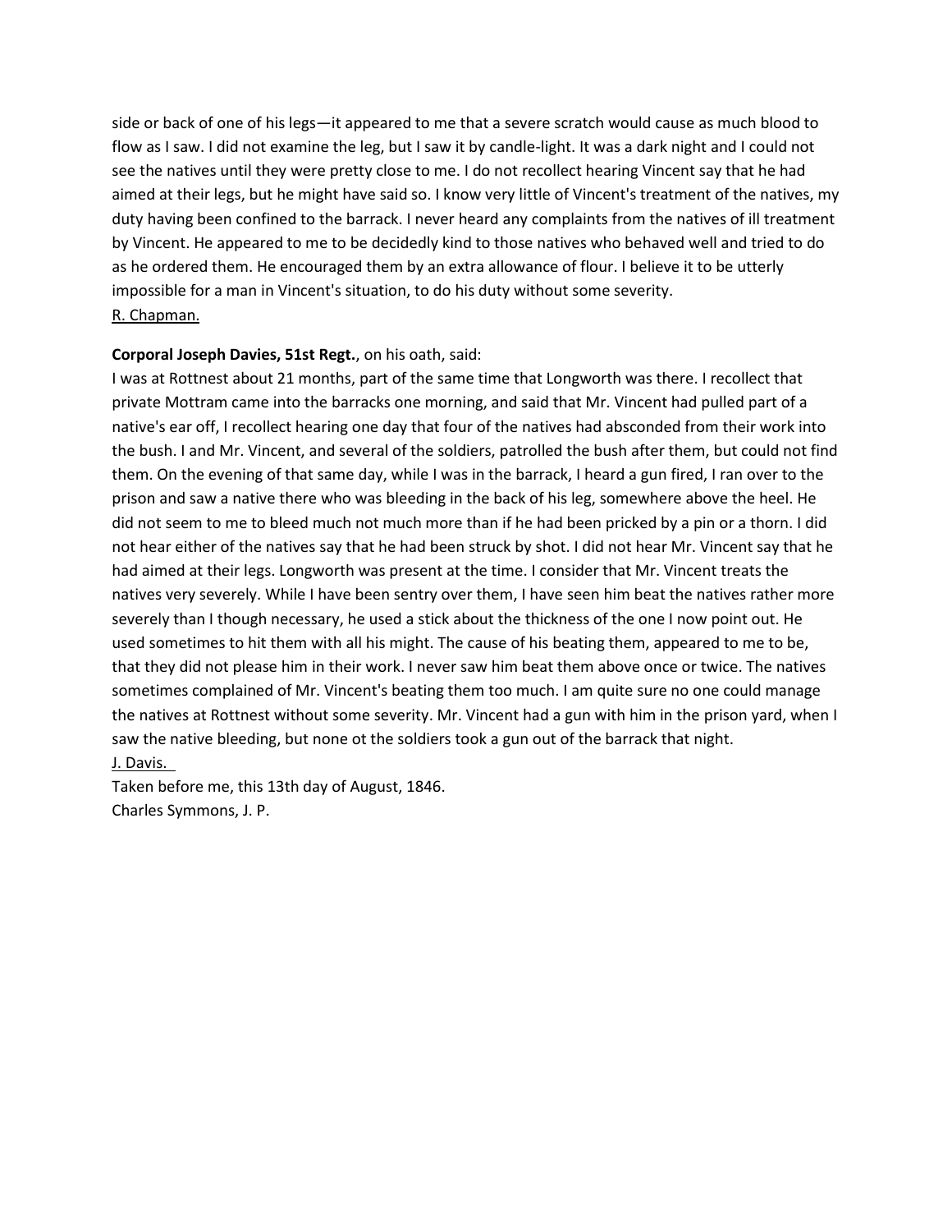side or back of one of his legs—it appeared to me that a severe scratch would cause as much blood to flow as I saw. I did not examine the leg, but I saw it by candle-light. It was a dark night and I could not see the natives until they were pretty close to me. I do not recollect hearing Vincent say that he had aimed at their legs, but he might have said so. I know very little of Vincent's treatment of the natives, my duty having been confined to the barrack. I never heard any complaints from the natives of ill treatment by Vincent. He appeared to me to be decidedly kind to those natives who behaved well and tried to do as he ordered them. He encouraged them by an extra allowance of flour. I believe it to be utterly impossible for a man in Vincent's situation, to do his duty without some severity.
<u>R. Chapman.</u>

**Corporal Joseph Davies, 51st Regt.**, on his oath, said:
I was at Rottnest about 21 months, part of the same time that Longworth was there. I recollect that private Mottram came into the barracks one morning, and said that Mr. Vincent had pulled part of a native's ear off, I recollect hearing one day that four of the natives had absconded from their work into the bush. I and Mr. Vincent, and several of the soldiers, patrolled the bush after them, but could not find them. On the evening of that same day, while I was in the barrack, I heard a gun fired, I ran over to the prison and saw a native there who was bleeding in the back of his leg, somewhere above the heel. He did not seem to me to bleed much not much more than if he had been pricked by a pin or a thorn. I did not hear either of the natives say that he had been struck by shot. I did not hear Mr. Vincent say that he had aimed at their legs. Longworth was present at the time. I consider that Mr. Vincent treats the natives very severely. While I have been sentry over them, I have seen him beat the natives rather more severely than I though necessary, he used a stick about the thickness of the one I now point out. He used sometimes to hit them with all his might. The cause of his beating them, appeared to me to be, that they did not please him in their work. I never saw him beat them above once or twice. The natives sometimes complained of Mr. Vincent's beating them too much. I am quite sure no one could manage the natives at Rottnest without some severity. Mr. Vincent had a gun with him in the prison yard, when I saw the native bleeding, but none ot the soldiers took a gun out of the barrack that night.
<u>J. Davis.</u>
Taken before me, this 13th day of August, 1846.
Charles Symmons, J. P.